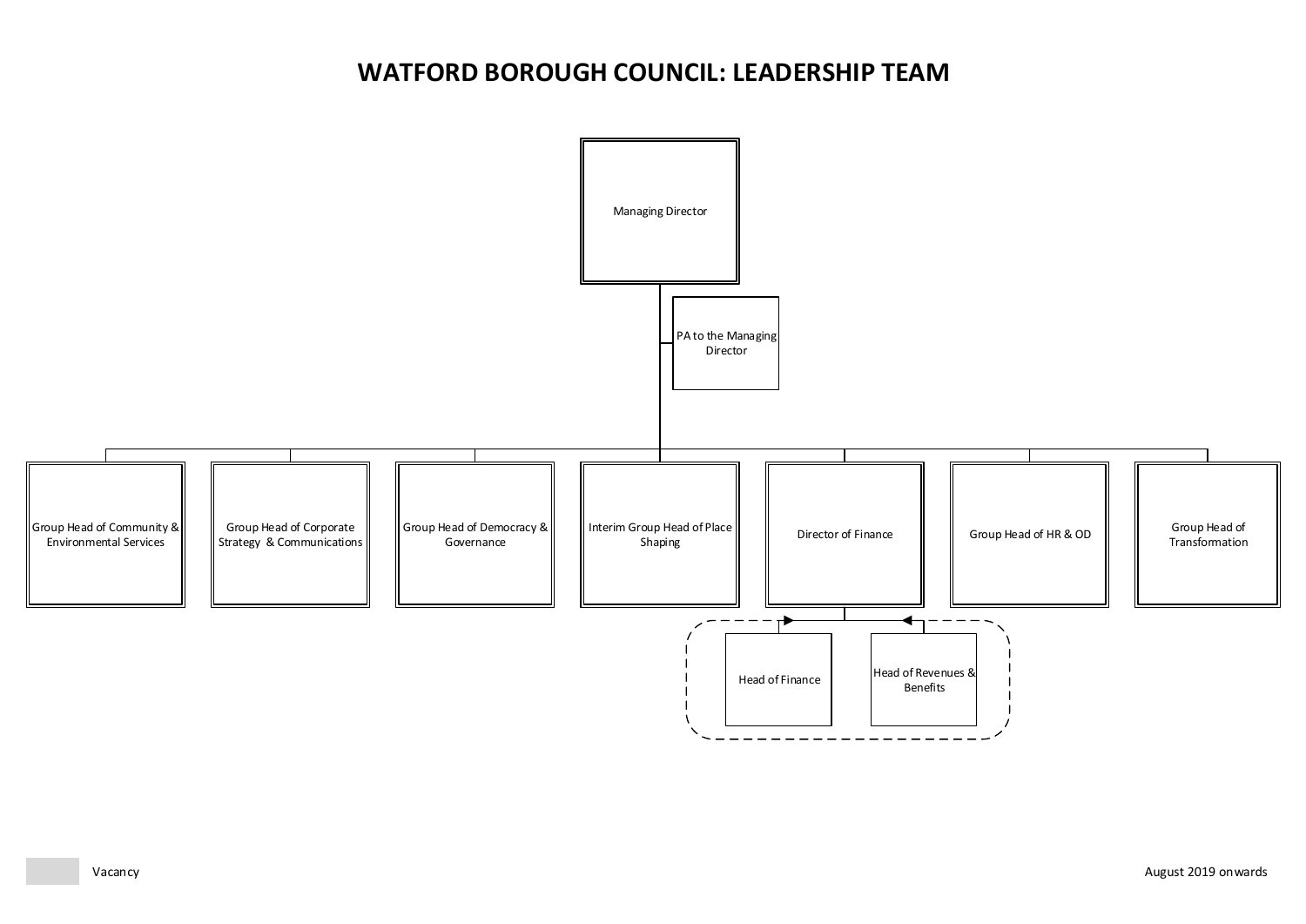# WATFORD BOROUGH COUNCIL: LEADERSHIP TEAM

- Managing Director
  - PA to the Managing Director
  - Group Head of Community & Environmental Services
  - Group Head of Corporate Strategy & Communications
  - Group Head of Democracy & Governance
  - Interim Group Head of Place Shaping
  - Director of Finance
    - Head of Finance
    - Head of Revenues & Benefits
  - Group Head of HR & OD
  - Group Head of Transformation

Vacancy

August 2019 onwards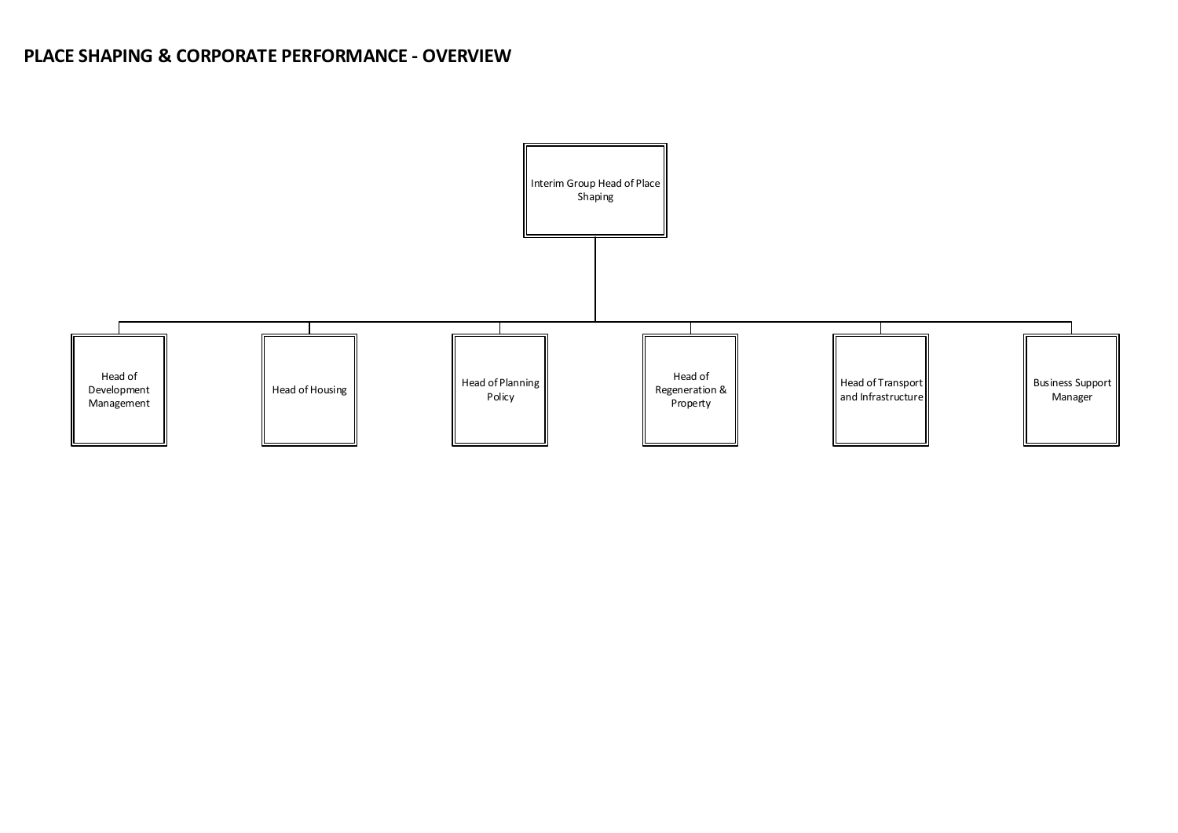# PLACE SHAPING & CORPORATE PERFORMANCE - OVERVIEW

- Interim Group Head of Place Shaping
  - Head of Development Management
  - Head of Housing
  - Head of Planning Policy
  - Head of Regeneration & Property
  - Head of Transport and Infrastructure
  - Business Support Manager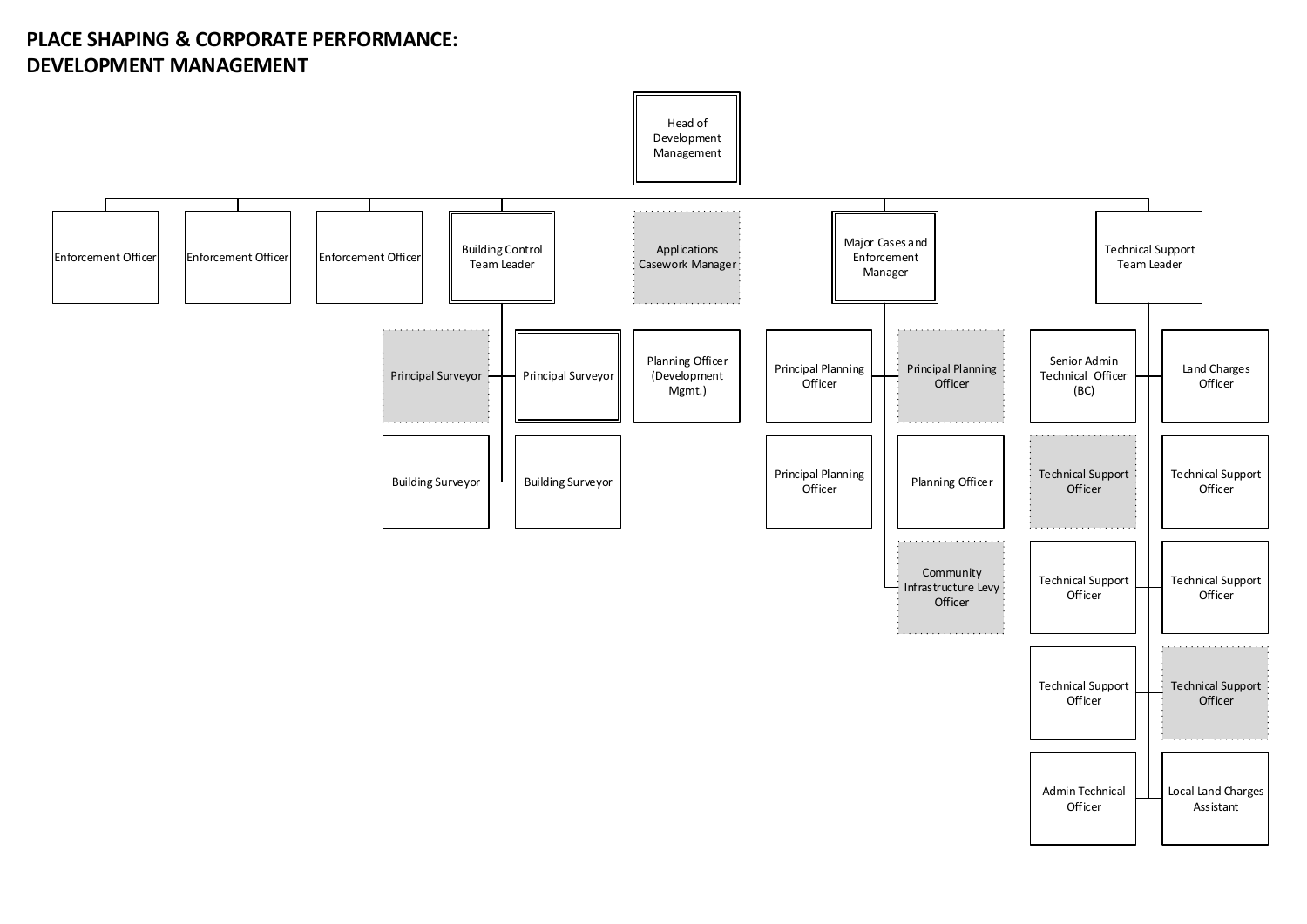# PLACE SHAPING & CORPORATE PERFORMANCE:
# DEVELOPMENT MANAGEMENT

- Head of Development Management
  - Enforcement Officer
  - Enforcement Officer
  - Enforcement Officer
  - Building Control Team Leader
    - Principal Surveyor
    - Principal Surveyor
    - Building Surveyor
    - Building Surveyor
  - Applications Casework Manager
    - Planning Officer (Development Mgmt.)
  - Major Cases and Enforcement Manager
    - Principal Planning Officer
    - Principal Planning Officer
    - Principal Planning Officer
    - Planning Officer
    - Community Infrastructure Levy Officer
  - Technical Support Team Leader
    - Senior Admin Technical Officer (BC)
    - Land Charges Officer
    - Technical Support Officer
    - Technical Support Officer
    - Technical Support Officer
    - Technical Support Officer
    - Technical Support Officer
    - Technical Support Officer
    - Admin Technical Officer
    - Local Land Charges Assistant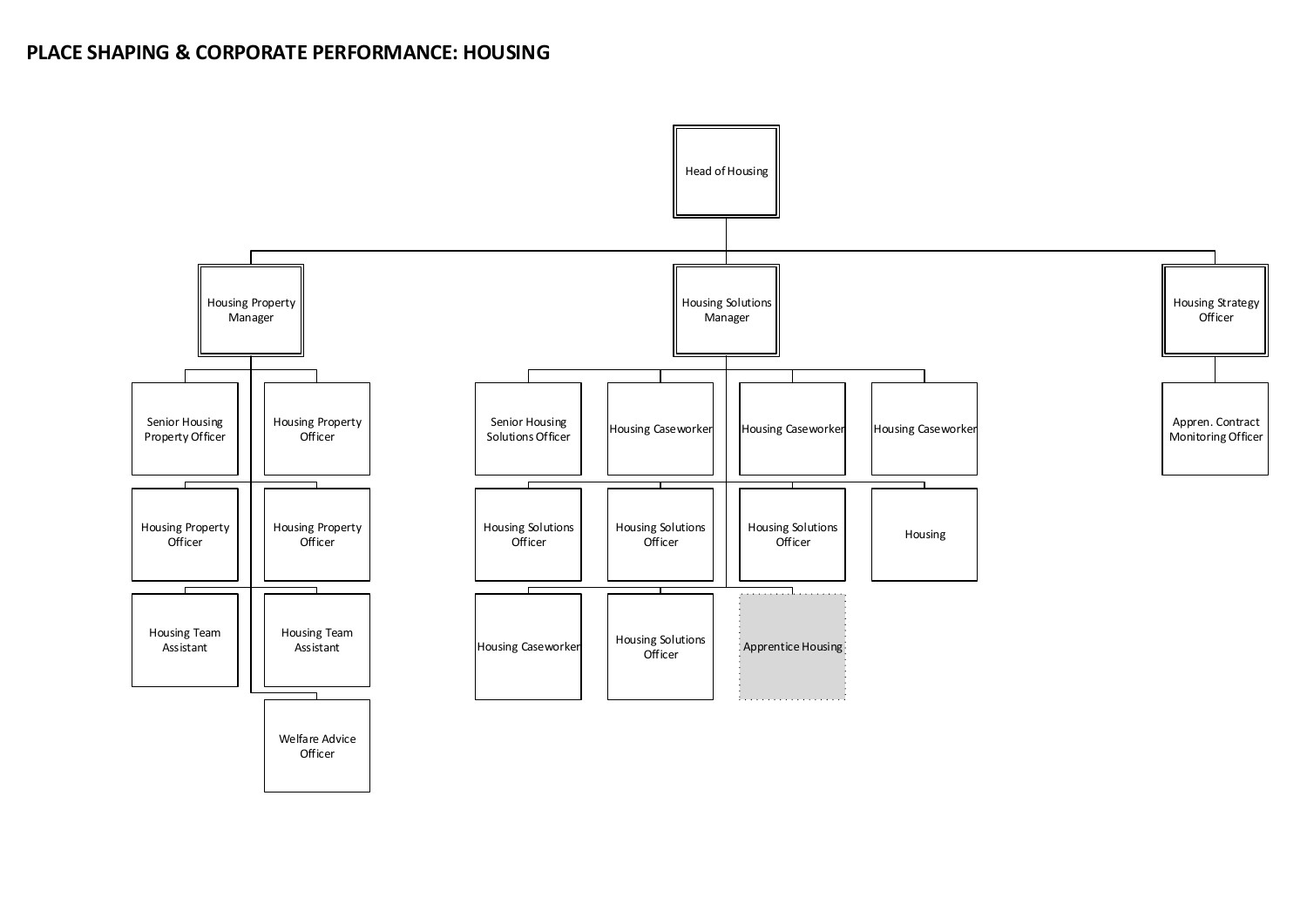# PLACE SHAPING & CORPORATE PERFORMANCE: HOUSING

- Head of Housing
  - Housing Property Manager
    - Senior Housing Property Officer
    - Housing Property Officer
    - Housing Property Officer
    - Housing Property Officer
    - Housing Team Assistant
    - Housing Team Assistant
    - Welfare Advice Officer
  - Housing Solutions Manager
    - Senior Housing Solutions Officer
    - Housing Caseworker
    - Housing Caseworker
    - Housing Caseworker
    - Housing Solutions Officer
    - Housing Solutions Officer
    - Housing Solutions Officer
    - Housing
    - Housing Caseworker
    - Housing Solutions Officer
    - Apprentice Housing
  - Housing Strategy Officer
    - Appren. Contract Monitoring Officer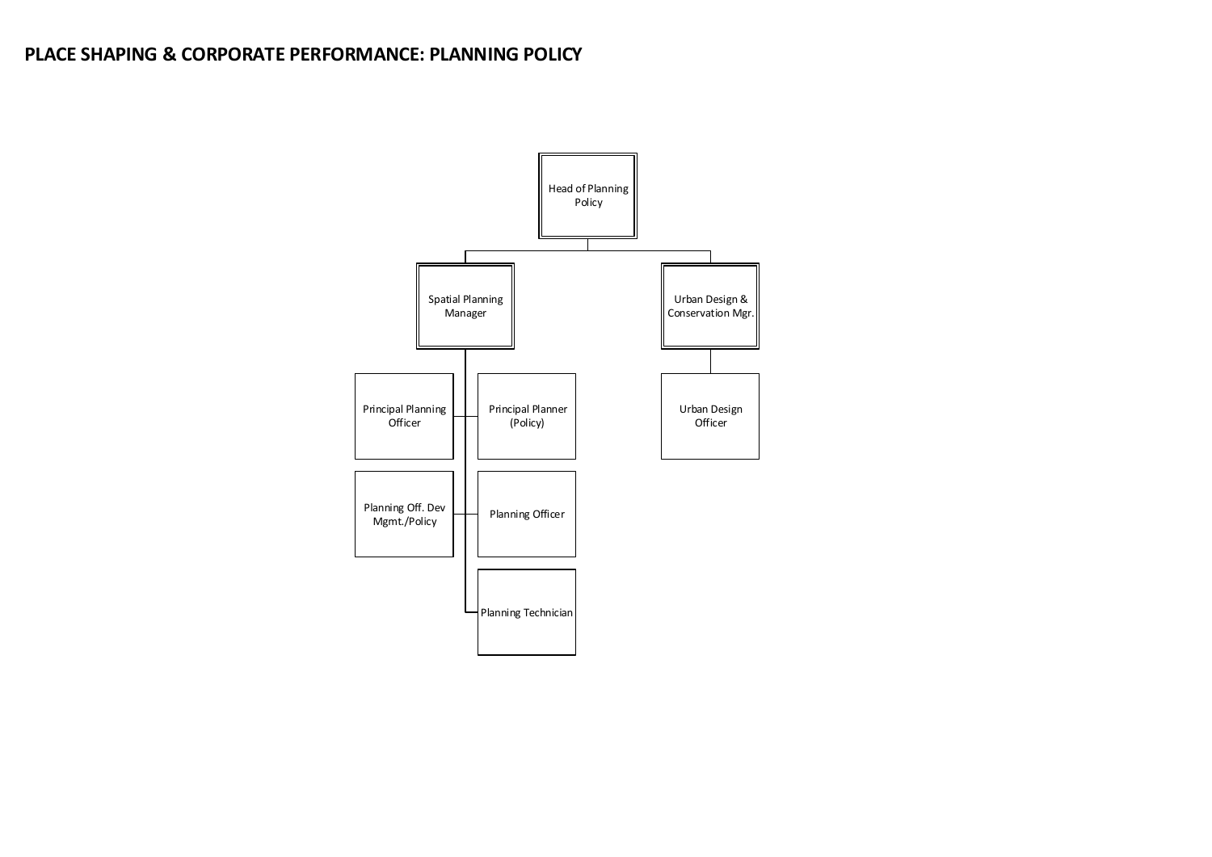# PLACE SHAPING & CORPORATE PERFORMANCE: PLANNING POLICY

- Head of Planning Policy
  - Spatial Planning Manager
    - Principal Planning Officer
    - Principal Planner (Policy)
    - Planning Off. Dev Mgmt./Policy
    - Planning Officer
    - Planning Technician
  - Urban Design & Conservation Mgr.
    - Urban Design Officer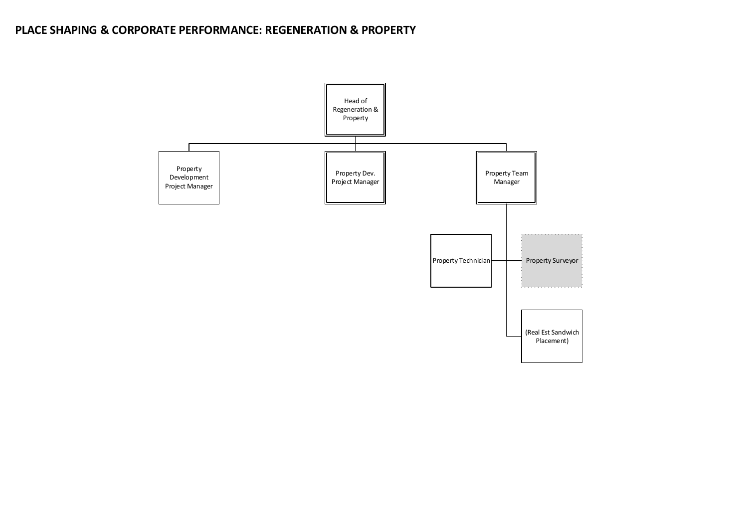# PLACE SHAPING & CORPORATE PERFORMANCE: REGENERATION & PROPERTY

- Head of Regeneration & Property
  - Property Development Project Manager
  - Property Dev. Project Manager
  - Property Team Manager
    - Property Technician
    - Property Surveyor
    - (Real Est Sandwich Placement)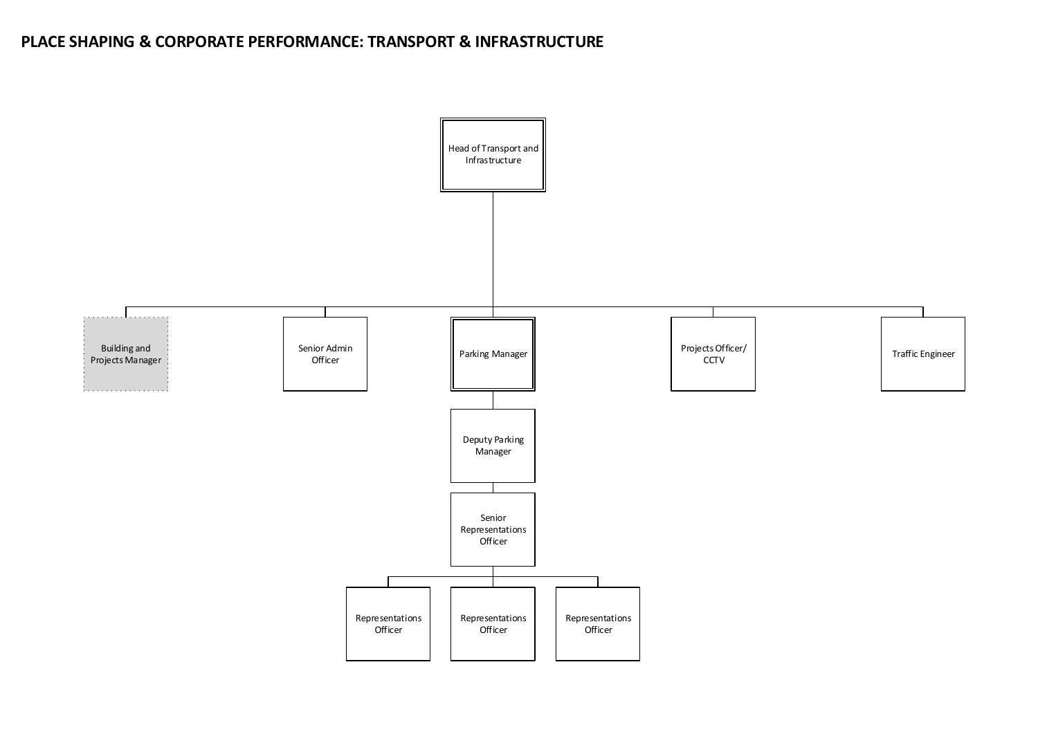# PLACE SHAPING & CORPORATE PERFORMANCE: TRANSPORT & INFRASTRUCTURE

- Head of Transport and Infrastructure
  - Building and Projects Manager
  - Senior Admin Officer
  - Parking Manager
    - Deputy Parking Manager
      - Senior Representations Officer
        - Representations Officer
        - Representations Officer
        - Representations Officer
  - Projects Officer/ CCTV
  - Traffic Engineer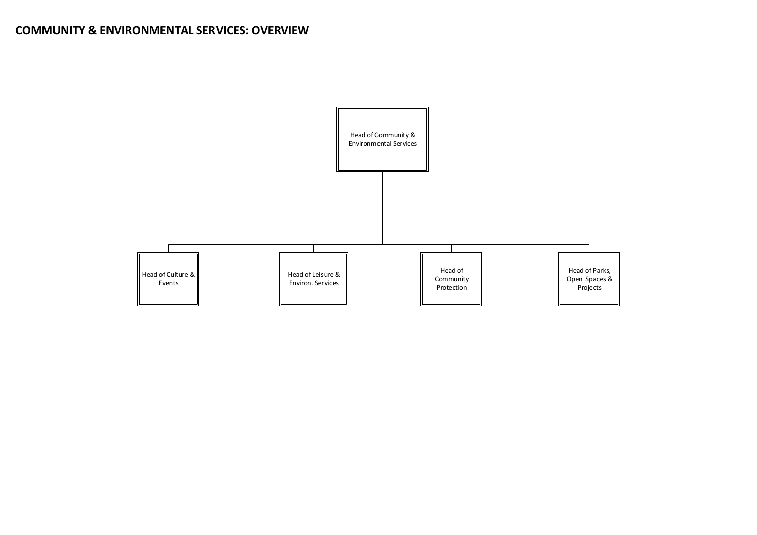# COMMUNITY & ENVIRONMENTAL SERVICES: OVERVIEW

- Head of Community & Environmental Services
  - Head of Culture & Events
  - Head of Leisure & Environ. Services
  - Head of Community Protection
  - Head of Parks, Open Spaces & Projects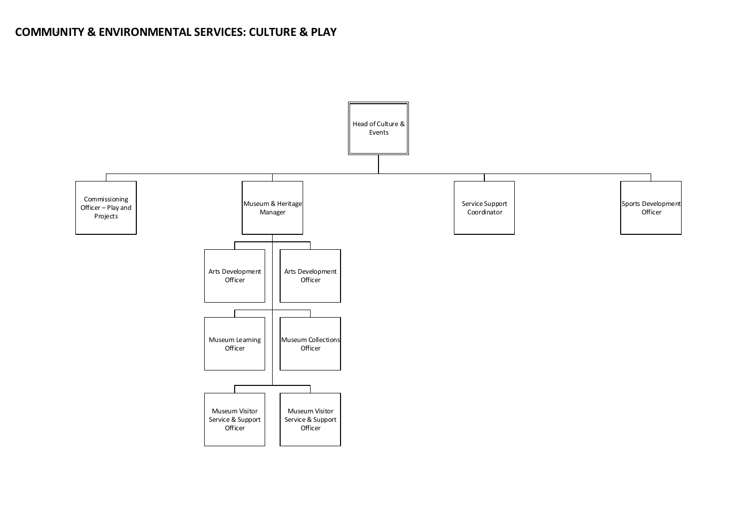**COMMUNITY & ENVIRONMENTAL SERVICES: CULTURE & PLAY**

- Head of Culture & Events
  - Commissioning Officer – Play and Projects
  - Museum & Heritage Manager
    - Arts Development Officer
    - Arts Development Officer
    - Museum Learning Officer
    - Museum Collections Officer
    - Museum Visitor Service & Support Officer
    - Museum Visitor Service & Support Officer
  - Service Support Coordinator
  - Sports Development Officer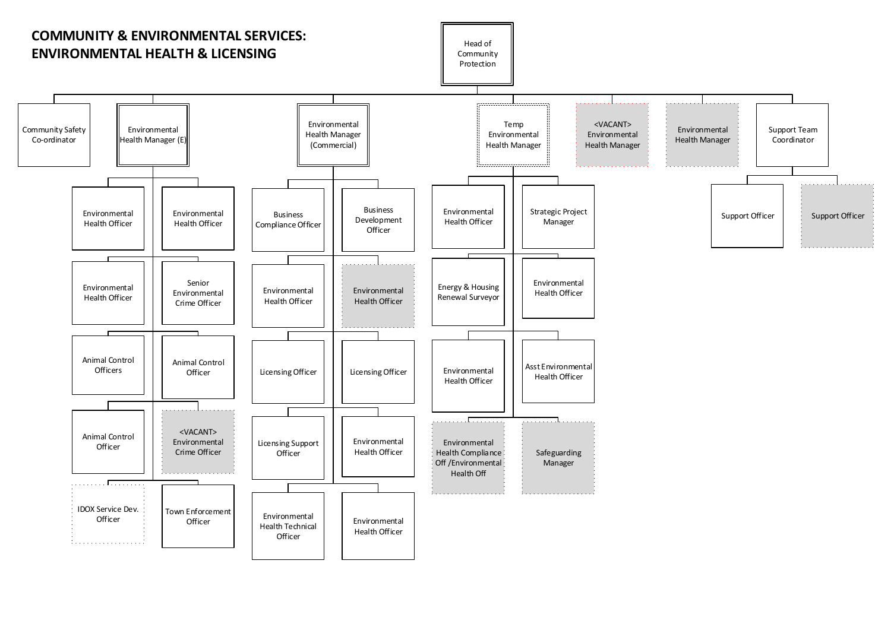# COMMUNITY & ENVIRONMENTAL SERVICES: ENVIRONMENTAL HEALTH & LICENSING

- **Head of Community Protection**
  - Community Safety Co-ordinator
  - Environmental Health Manager (E)
    - Environmental Health Officer
    - Environmental Health Officer
    - Environmental Health Officer
    - Senior Environmental Crime Officer
    - Animal Control Officers
    - Animal Control Officer
    - Animal Control Officer
    - <VACANT> Environmental Crime Officer
    - IDOX Service Dev. Officer
    - Town Enforcement Officer
  - Environmental Health Manager (Commercial)
    - Business Compliance Officer
    - Business Development Officer
    - Environmental Health Officer
    - Environmental Health Officer
    - Licensing Officer
    - Licensing Officer
    - Licensing Support Officer
    - Environmental Health Officer
    - Environmental Health Technical Officer
    - Environmental Health Officer
  - Temp Environmental Health Manager
    - Environmental Health Officer
    - Strategic Project Manager
    - Energy & Housing Renewal Surveyor
    - Environmental Health Officer
    - Environmental Health Officer
    - Asst Environmental Health Officer
    - Environmental Health Compliance Off /Environmental Health Off
    - Safeguarding Manager
  - <VACANT> Environmental Health Manager
  - Environmental Health Manager
  - Support Team Coordinator
    - Support Officer
    - Support Officer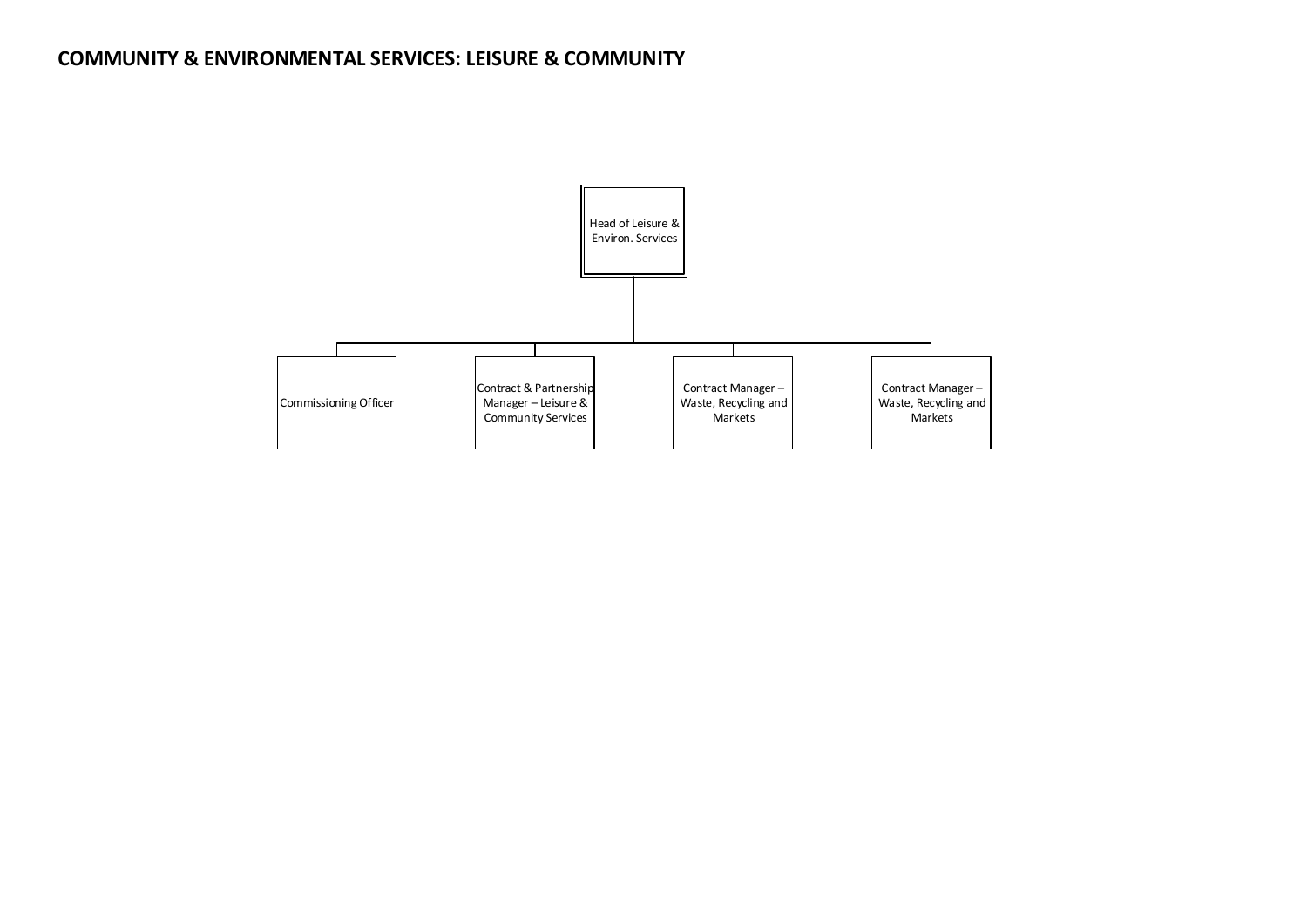# COMMUNITY & ENVIRONMENTAL SERVICES: LEISURE & COMMUNITY

- Head of Leisure & Environ. Services
  - Commissioning Officer
  - Contract & Partnership Manager – Leisure & Community Services
  - Contract Manager – Waste, Recycling and Markets
  - Contract Manager – Waste, Recycling and Markets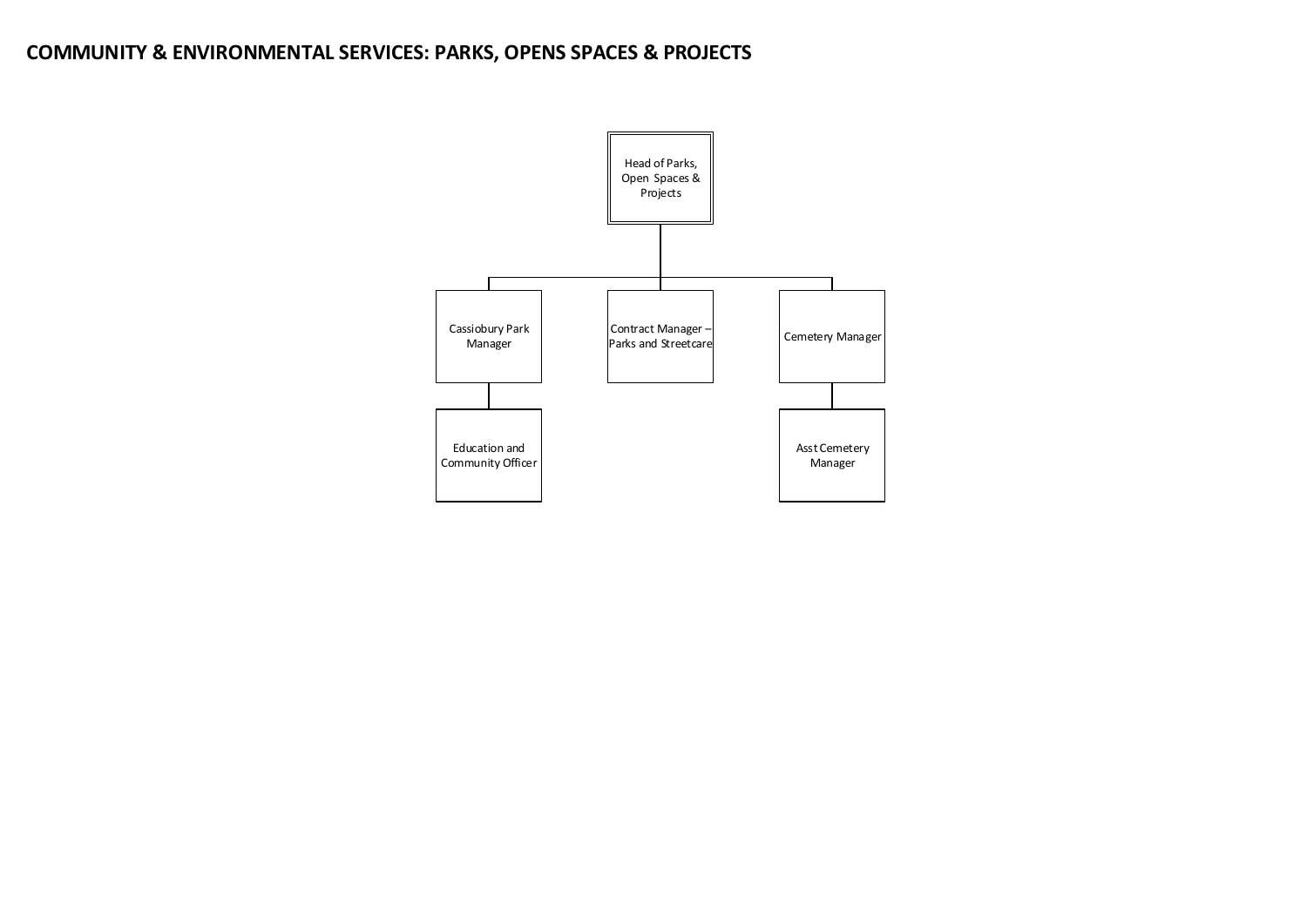# COMMUNITY & ENVIRONMENTAL SERVICES: PARKS, OPENS SPACES & PROJECTS

- Head of Parks, Open Spaces & Projects
  - Cassiobury Park Manager
    - Education and Community Officer
  - Contract Manager – Parks and Streetcare
  - Cemetery Manager
    - Asst Cemetery Manager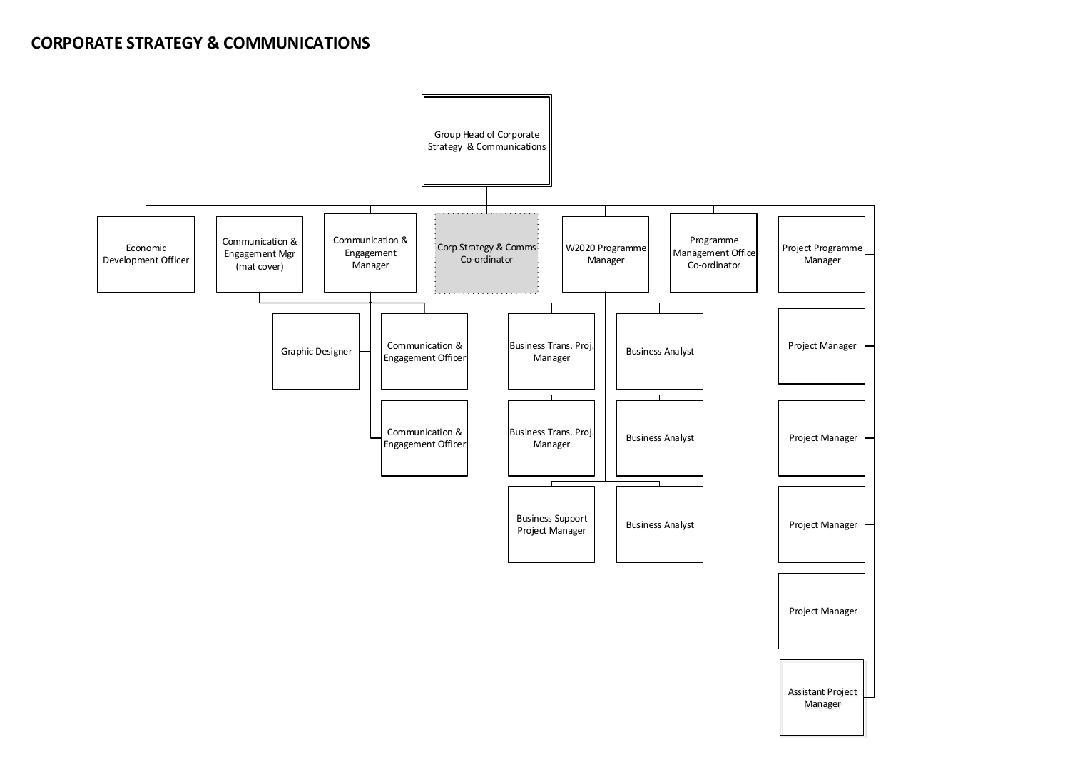# CORPORATE STRATEGY & COMMUNICATIONS

- Group Head of Corporate Strategy & Communications
  - Economic Development Officer
  - Communication & Engagement Mgr (mat cover)
  - Communication & Engagement Manager
    - Graphic Designer
    - Communication & Engagement Officer
    - Communication & Engagement Officer
  - Corp Strategy & Comms Co-ordinator
  - W2020 Programme Manager
    - Business Trans. Proj. Manager
    - Business Analyst
    - Business Trans. Proj. Manager
    - Business Analyst
    - Business Support Project Manager
    - Business Analyst
  - Programme Management Office Co-ordinator
  - Project Programme Manager
  - Project Manager
  - Project Manager
  - Project Manager
  - Project Manager
  - Assistant Project Manager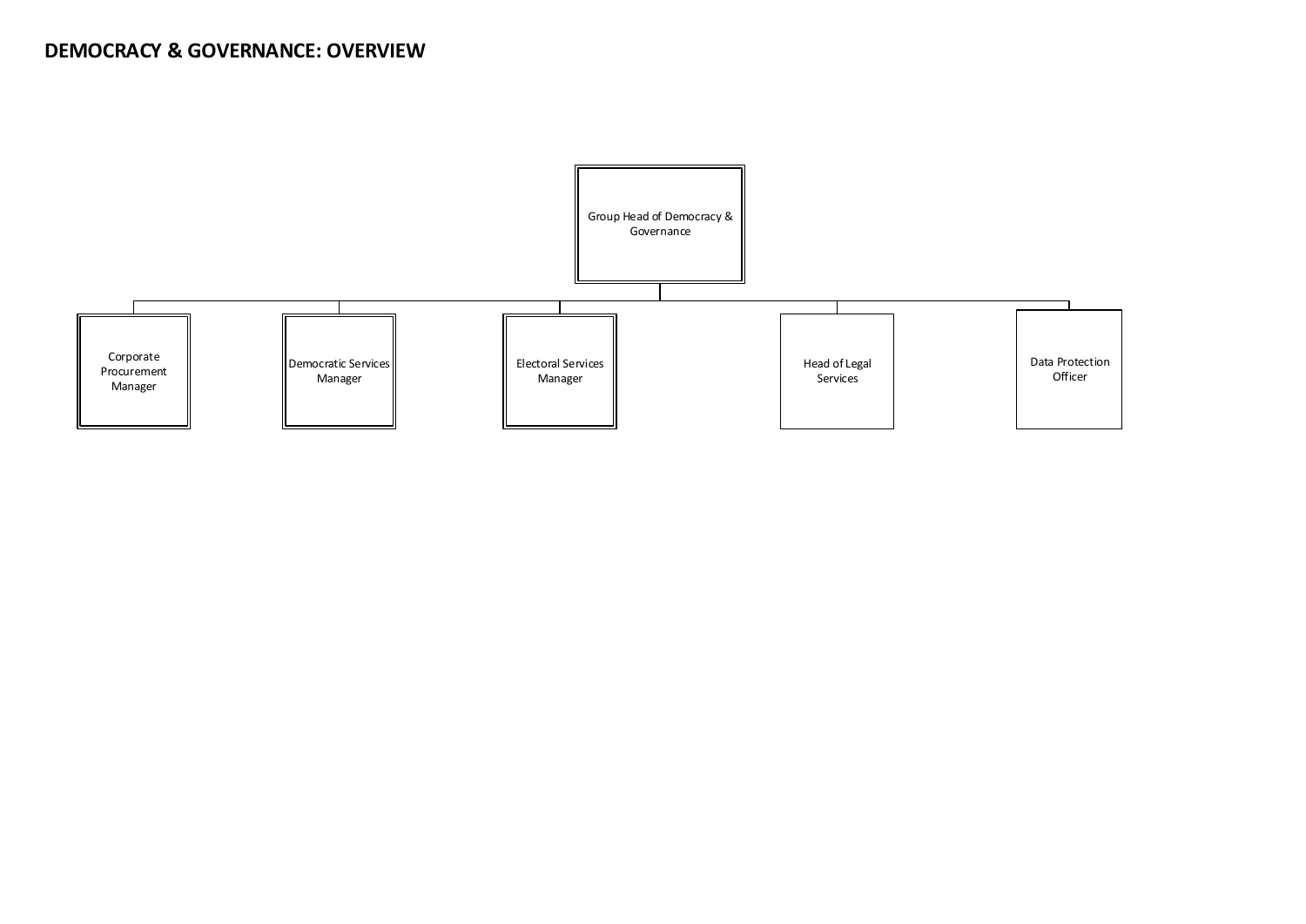# DEMOCRACY & GOVERNANCE: OVERVIEW

- Group Head of Democracy & Governance
  - Corporate Procurement Manager
  - Democratic Services Manager
  - Electoral Services Manager
  - Head of Legal Services
  - Data Protection Officer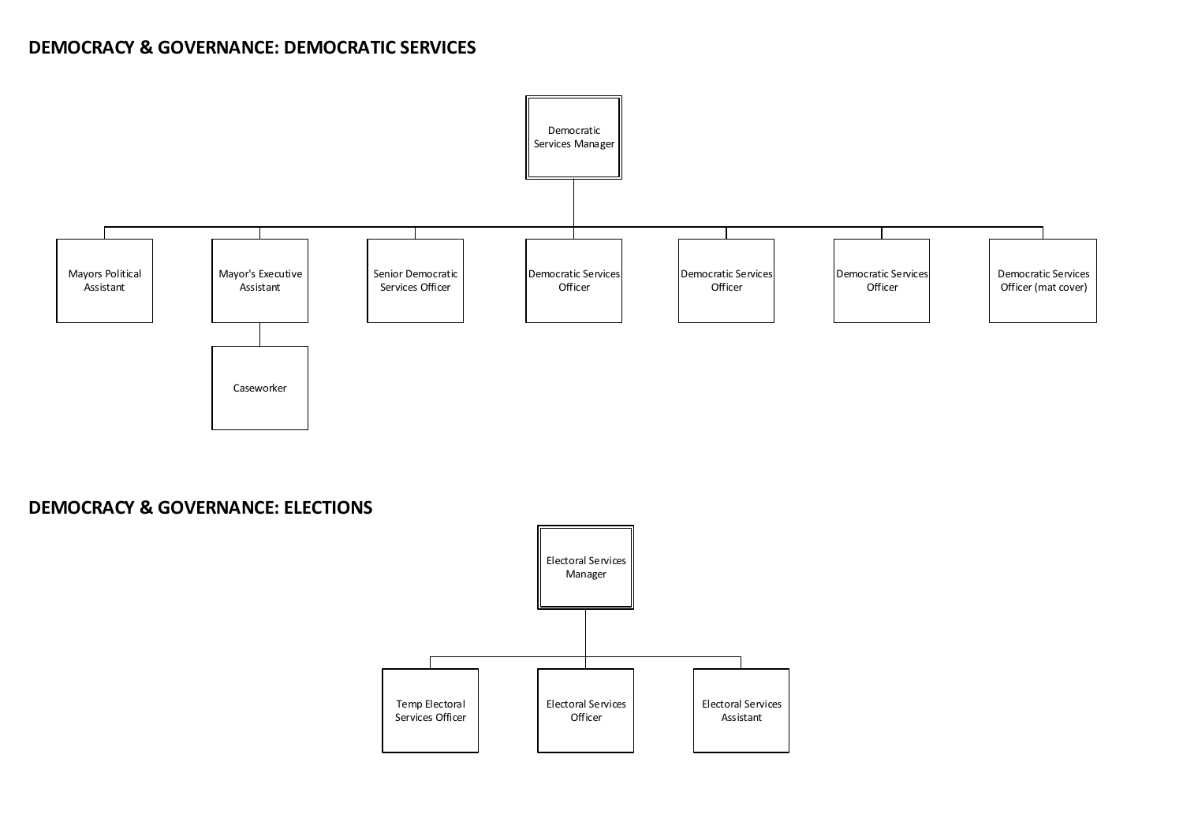## DEMOCRACY & GOVERNANCE: DEMOCRATIC SERVICES

- Democratic Services Manager
  - Mayors Political Assistant
  - Mayor's Executive Assistant
    - Caseworker
  - Senior Democratic Services Officer
  - Democratic Services Officer
  - Democratic Services Officer
  - Democratic Services Officer
  - Democratic Services Officer (mat cover)

## DEMOCRACY & GOVERNANCE: ELECTIONS

- Electoral Services Manager
  - Temp Electoral Services Officer
  - Electoral Services Officer
  - Electoral Services Assistant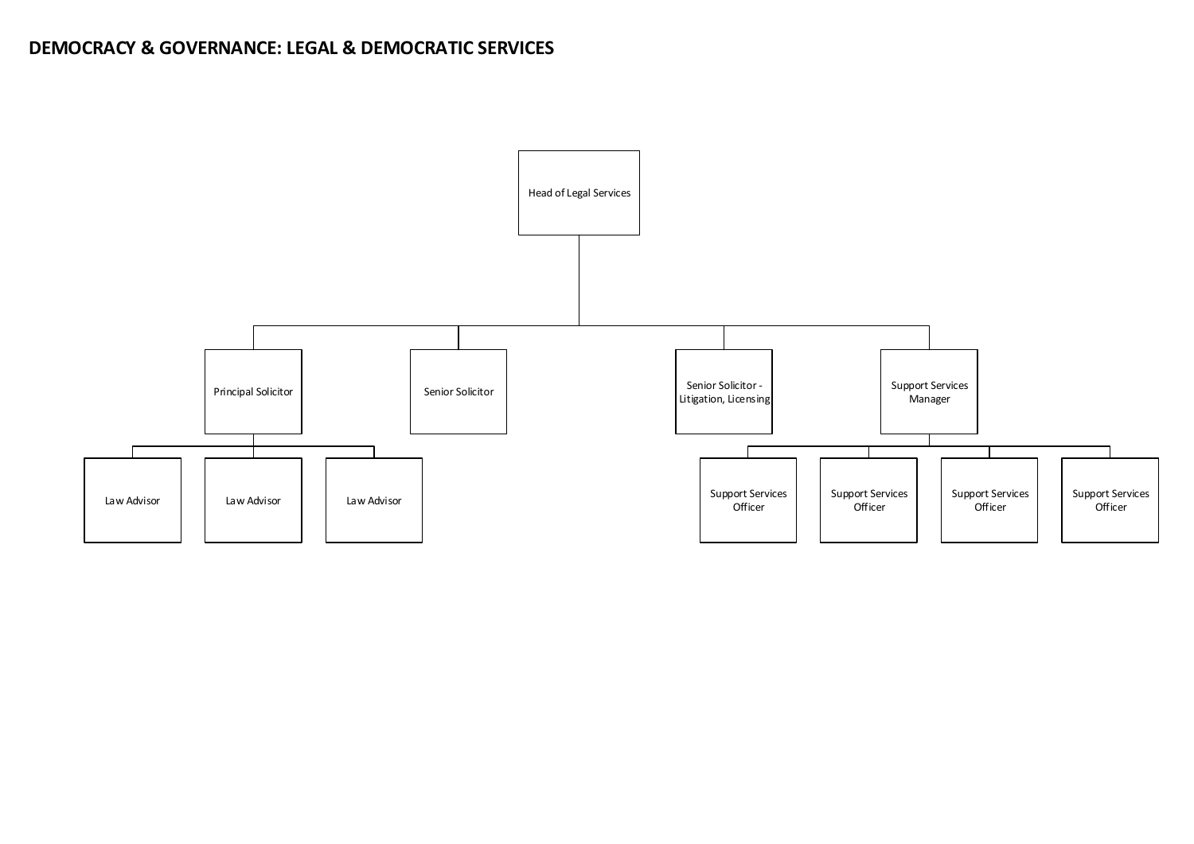# DEMOCRACY & GOVERNANCE: LEGAL & DEMOCRATIC SERVICES

- Head of Legal Services
  - Principal Solicitor
    - Law Advisor
    - Law Advisor
    - Law Advisor
  - Senior Solicitor
  - Senior Solicitor - Litigation, Licensing
  - Support Services Manager
    - Support Services Officer
    - Support Services Officer
    - Support Services Officer
    - Support Services Officer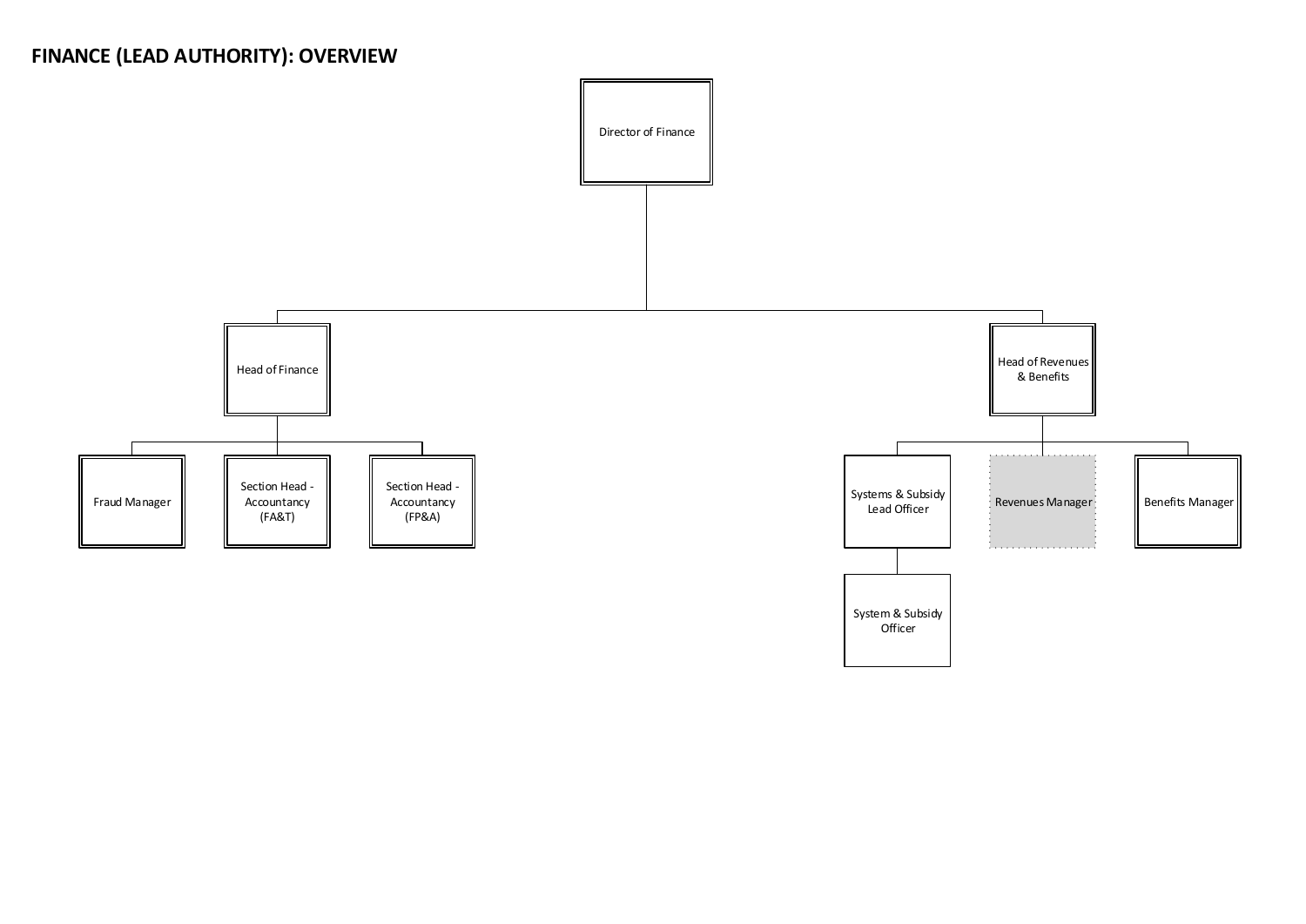# FINANCE (LEAD AUTHORITY): OVERVIEW

- Director of Finance
  - Head of Finance
    - Fraud Manager
    - Section Head - Accountancy (FA&T)
    - Section Head - Accountancy (FP&A)
  - Head of Revenues & Benefits
    - Systems & Subsidy Lead Officer
      - System & Subsidy Officer
    - Revenues Manager
    - Benefits Manager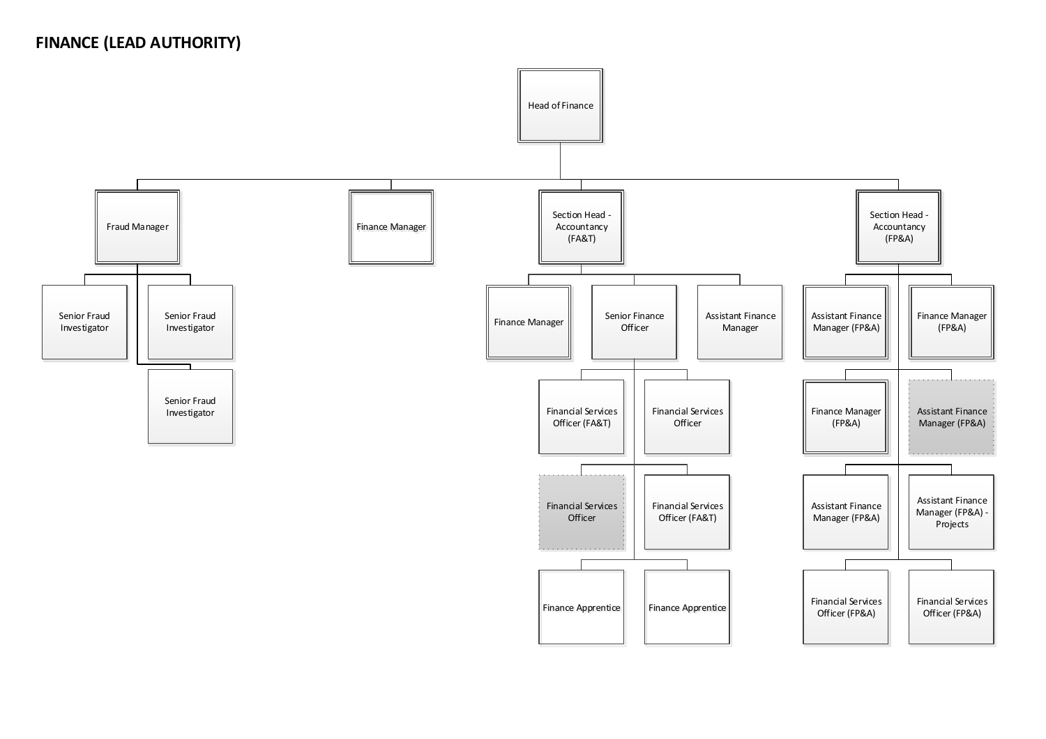# FINANCE (LEAD AUTHORITY)

- Head of Finance
  - Fraud Manager
    - Senior Fraud Investigator
    - Senior Fraud Investigator
    - Senior Fraud Investigator
  - Finance Manager
  - Section Head - Accountancy (FA&T)
    - Finance Manager
    - Senior Finance Officer
      - Financial Services Officer (FA&T)
      - Financial Services Officer
      - Financial Services Officer
      - Financial Services Officer (FA&T)
      - Finance Apprentice
      - Finance Apprentice
    - Assistant Finance Manager
  - Section Head - Accountancy (FP&A)
    - Assistant Finance Manager (FP&A)
    - Finance Manager (FP&A)
    - Finance Manager (FP&A)
    - Assistant Finance Manager (FP&A)
    - Assistant Finance Manager (FP&A)
    - Assistant Finance Manager (FP&A) - Projects
    - Financial Services Officer (FP&A)
    - Financial Services Officer (FP&A)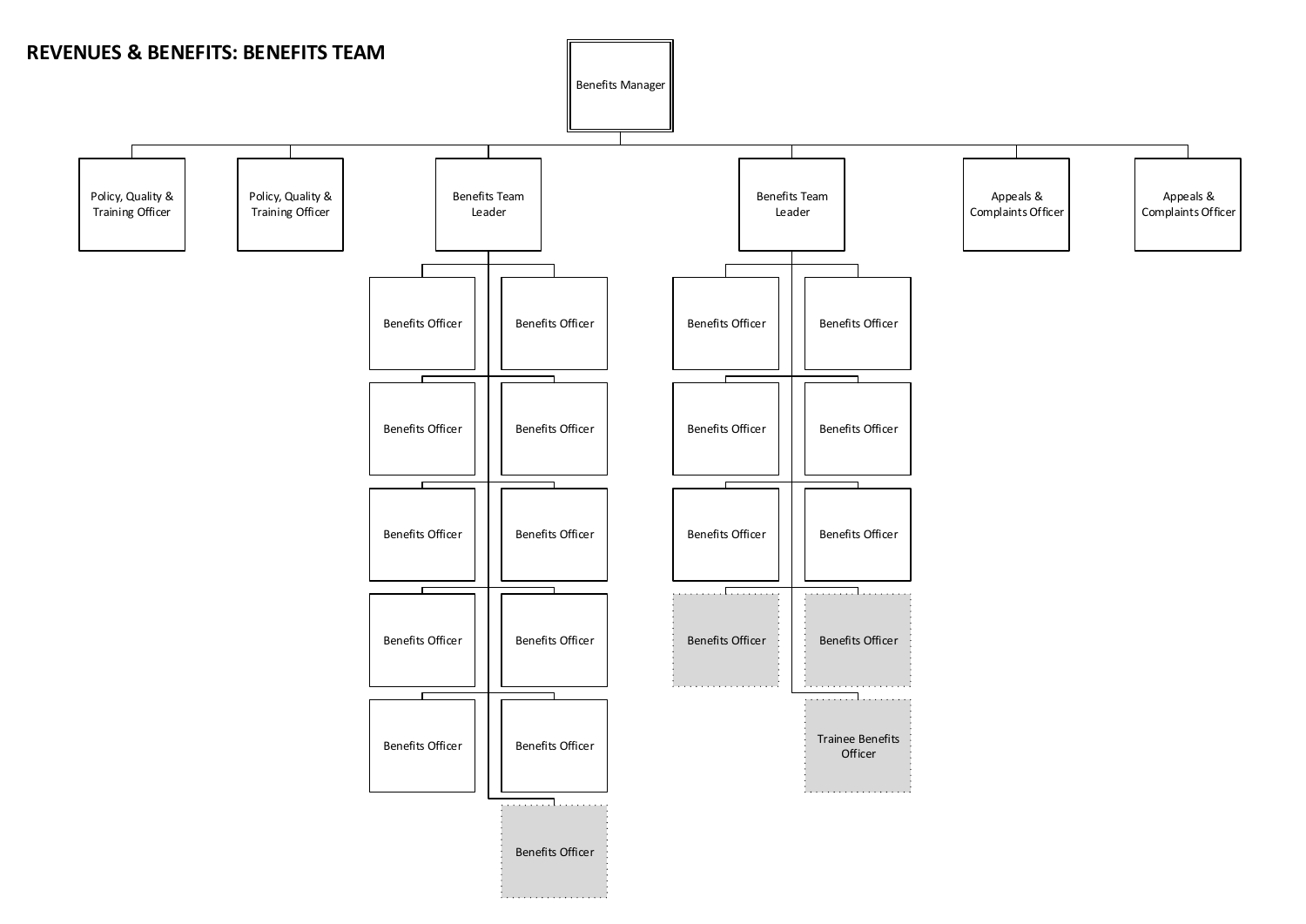**REVENUES & BENEFITS: BENEFITS TEAM**

- Benefits Manager
  - Policy, Quality & Training Officer
  - Policy, Quality & Training Officer
  - Benefits Team Leader
    - Benefits Officer
    - Benefits Officer
    - Benefits Officer
    - Benefits Officer
    - Benefits Officer
    - Benefits Officer
    - Benefits Officer
    - Benefits Officer
    - Benefits Officer
    - Benefits Officer
    - Benefits Officer
  - Benefits Team Leader
    - Benefits Officer
    - Benefits Officer
    - Benefits Officer
    - Benefits Officer
    - Benefits Officer
    - Benefits Officer
    - Benefits Officer
    - Benefits Officer
    - Trainee Benefits Officer
  - Appeals & Complaints Officer
  - Appeals & Complaints Officer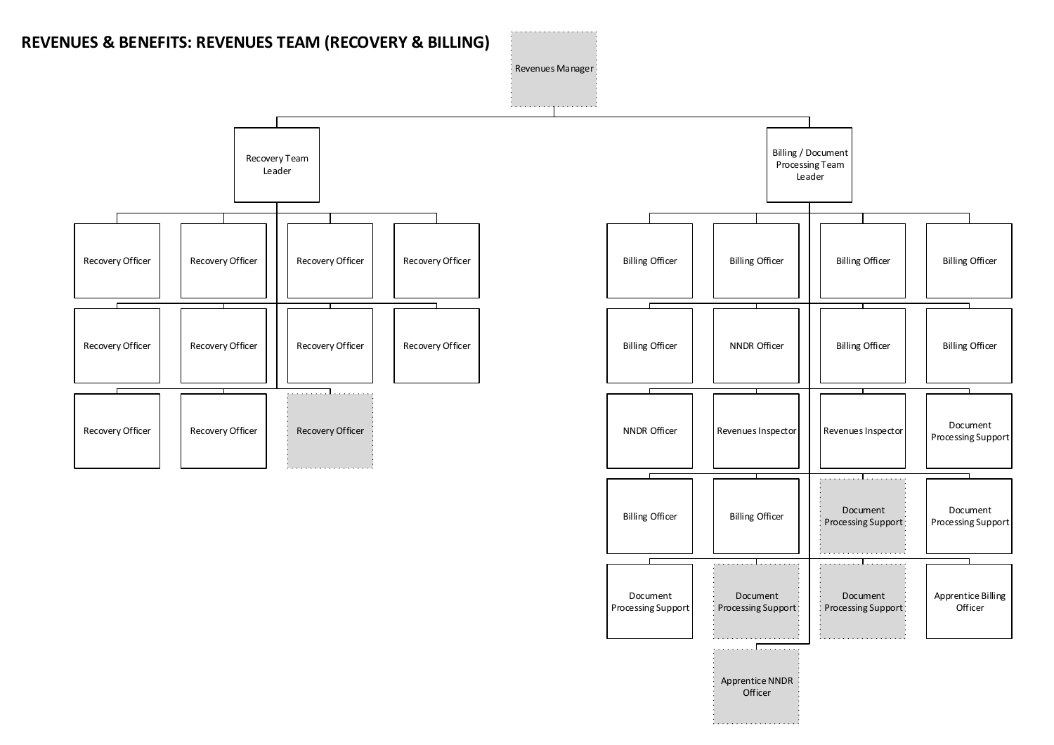# REVENUES & BENEFITS: REVENUES TEAM (RECOVERY & BILLING)

- Revenues Manager
  - Recovery Team Leader
    - Recovery Officer
    - Recovery Officer
    - Recovery Officer
    - Recovery Officer
    - Recovery Officer
    - Recovery Officer
    - Recovery Officer
    - Recovery Officer
    - Recovery Officer
    - Recovery Officer
    - Recovery Officer
  - Billing / Document Processing Team Leader
    - Billing Officer
    - Billing Officer
    - Billing Officer
    - Billing Officer
    - Billing Officer
    - NNDR Officer
    - Billing Officer
    - Billing Officer
    - NNDR Officer
    - Revenues Inspector
    - Revenues Inspector
    - Document Processing Support
    - Billing Officer
    - Billing Officer
    - Document Processing Support
    - Document Processing Support
    - Document Processing Support
    - Document Processing Support
    - Document Processing Support
    - Apprentice Billing Officer
    - Apprentice NNDR Officer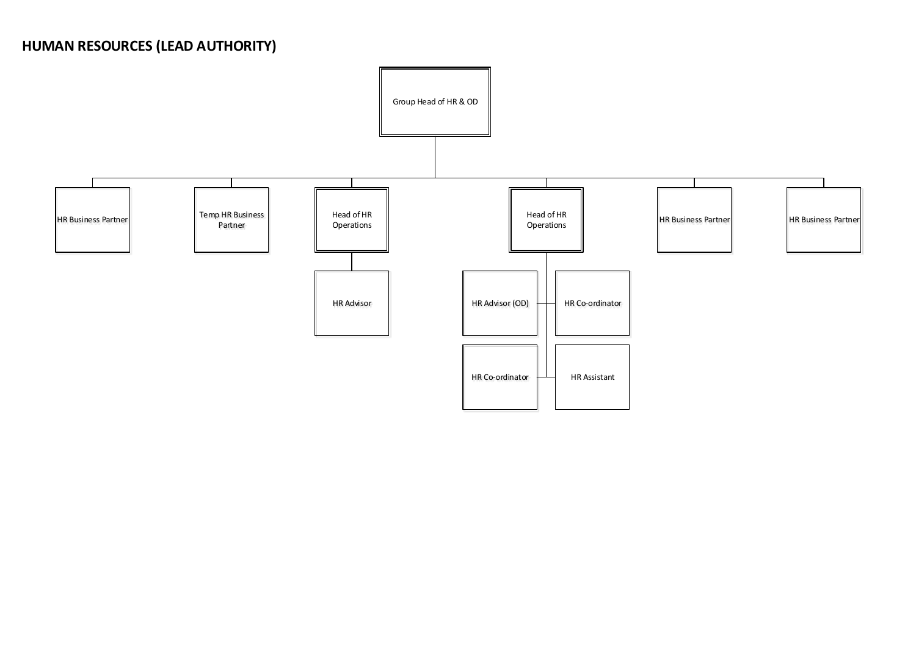# HUMAN RESOURCES (LEAD AUTHORITY)

- Group Head of HR & OD
  - HR Business Partner
  - Temp HR Business Partner
  - Head of HR Operations
    - HR Advisor
  - Head of HR Operations
    - HR Advisor (OD)
    - HR Co-ordinator
    - HR Co-ordinator
    - HR Assistant
  - HR Business Partner
  - HR Business Partner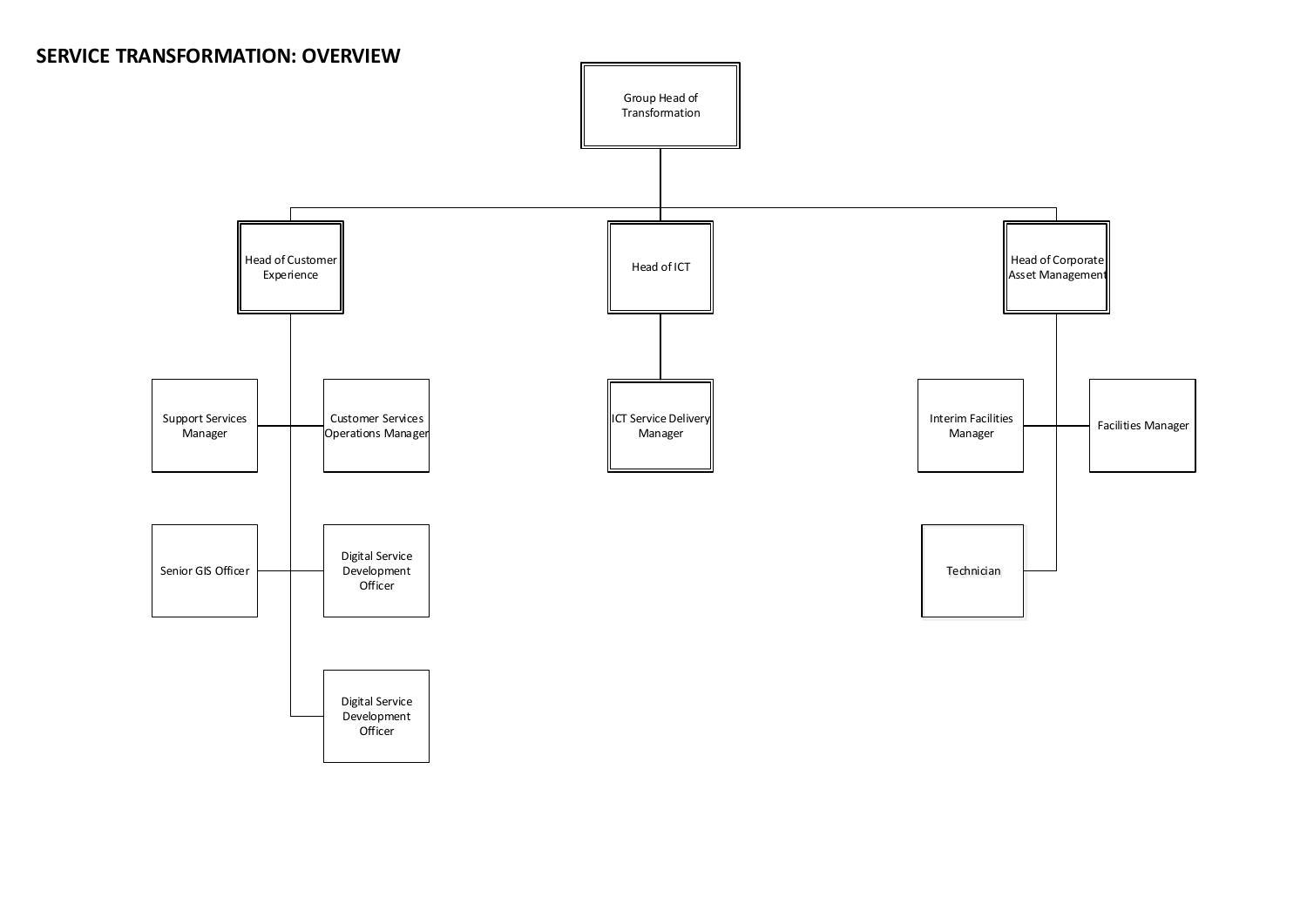## SERVICE TRANSFORMATION: OVERVIEW

- Group Head of Transformation
  - Head of Customer Experience
    - Support Services Manager
    - Customer Services Operations Manager
    - Senior GIS Officer
    - Digital Service Development Officer
    - Digital Service Development Officer
  - Head of ICT
    - ICT Service Delivery Manager
  - Head of Corporate Asset Management
    - Interim Facilities Manager
    - Facilities Manager
    - Technician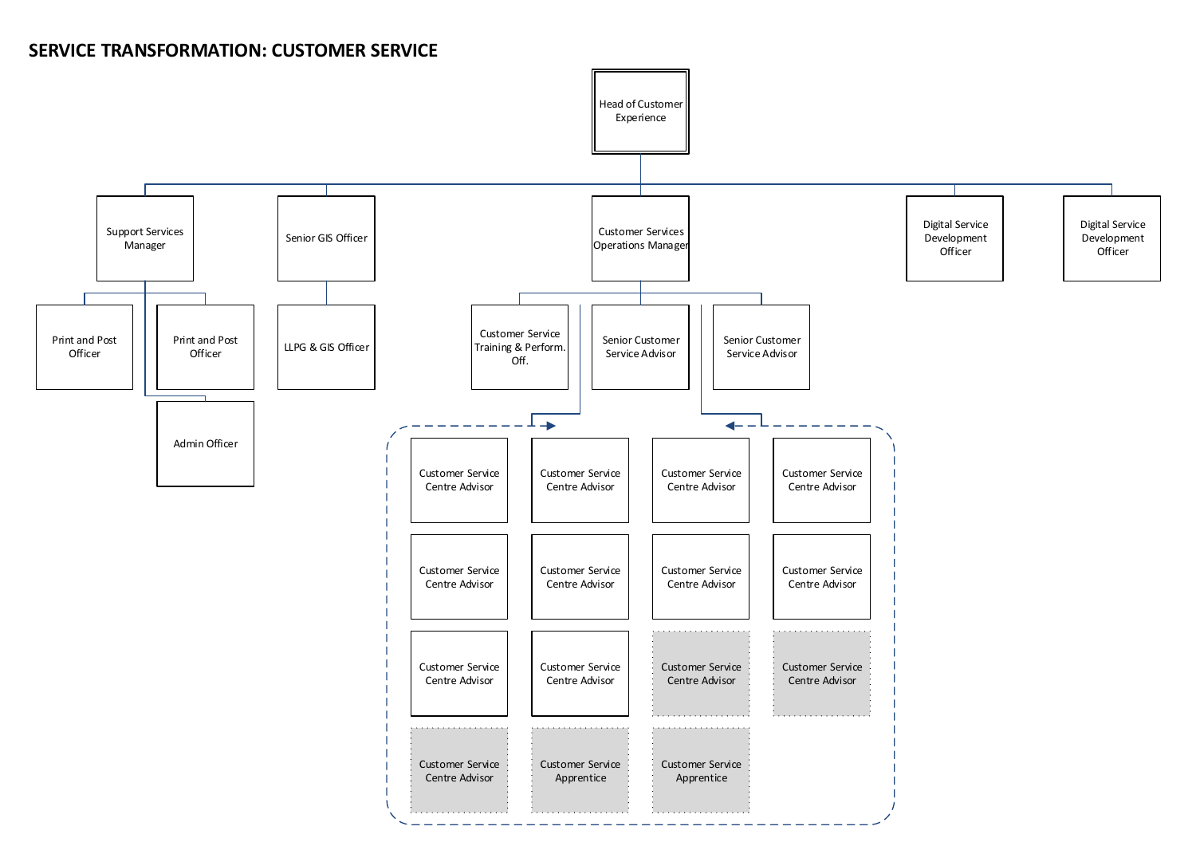# SERVICE TRANSFORMATION: CUSTOMER SERVICE

- Head of Customer Experience
  - Support Services Manager
    - Print and Post Officer
    - Print and Post Officer
    - Admin Officer
  - Senior GIS Officer
    - LLPG & GIS Officer
  - Customer Services Operations Manager
    - Customer Service Training & Perform. Off.
    - Senior Customer Service Advisor
    - Senior Customer Service Advisor
      - Customer Service Centre Advisor
      - Customer Service Centre Advisor
      - Customer Service Centre Advisor
      - Customer Service Centre Advisor
      - Customer Service Centre Advisor
      - Customer Service Centre Advisor
      - Customer Service Centre Advisor
      - Customer Service Centre Advisor
      - Customer Service Centre Advisor
      - Customer Service Centre Advisor
      - Customer Service Centre Advisor
      - Customer Service Centre Advisor
      - Customer Service Centre Advisor
      - Customer Service Apprentice
      - Customer Service Apprentice
  - Digital Service Development Officer
  - Digital Service Development Officer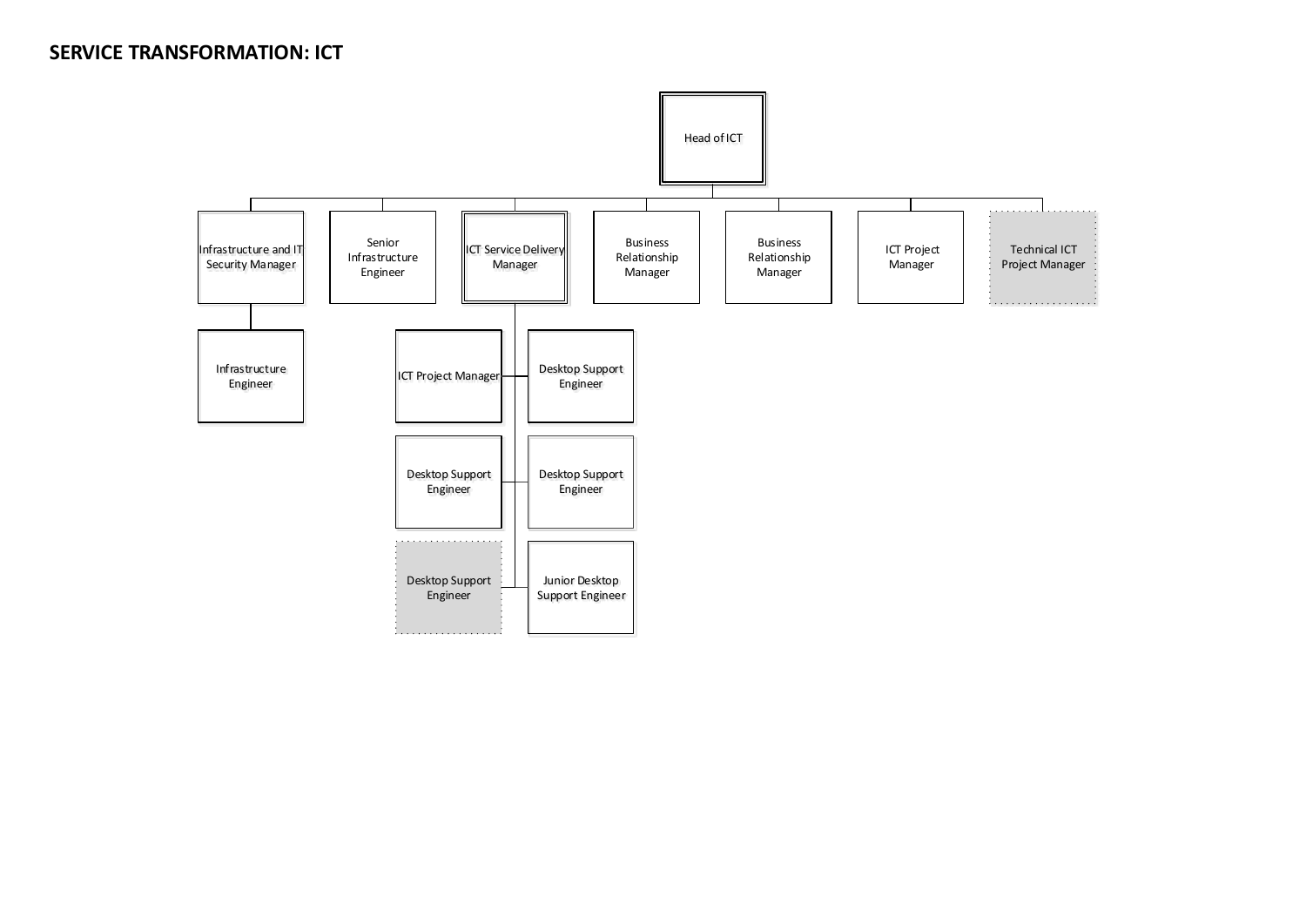# SERVICE TRANSFORMATION: ICT

- Head of ICT
  - Infrastructure and IT Security Manager
    - Infrastructure Engineer
  - Senior Infrastructure Engineer
  - ICT Service Delivery Manager
    - ICT Project Manager
    - Desktop Support Engineer
    - Desktop Support Engineer
    - Desktop Support Engineer
    - Desktop Support Engineer
    - Junior Desktop Support Engineer
  - Business Relationship Manager
  - Business Relationship Manager
  - ICT Project Manager
  - Technical ICT Project Manager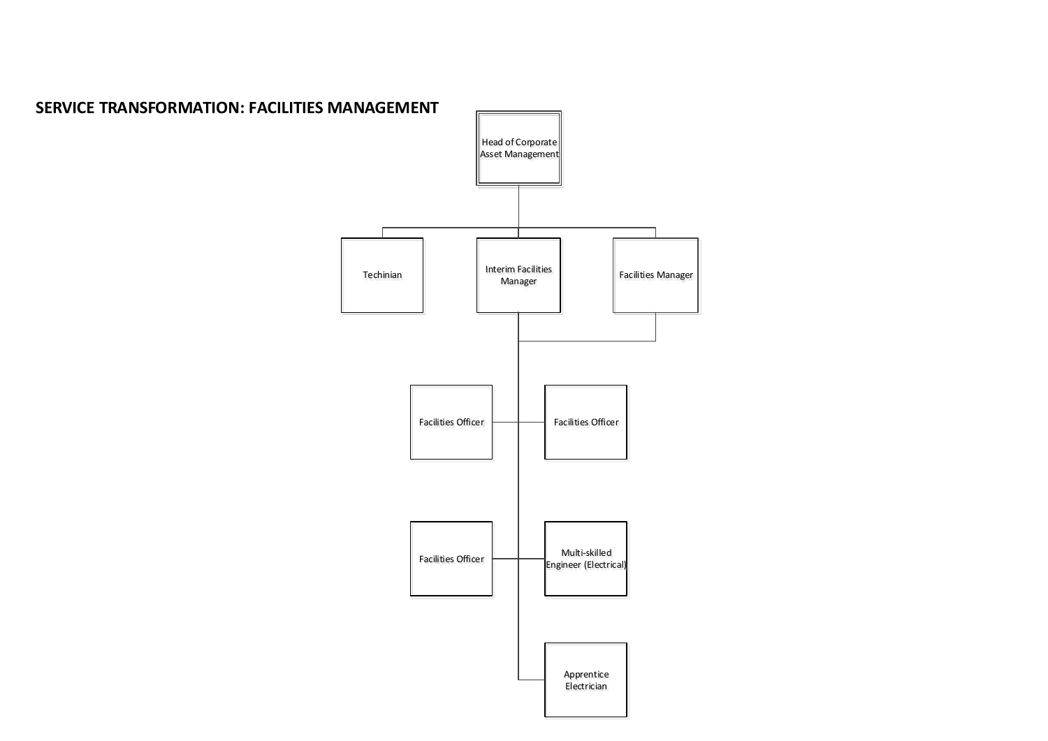## SERVICE TRANSFORMATION: FACILITIES MANAGEMENT

Head of Corporate Asset Management

Techinian

Interim Facilities Manager

Facilities Manager

Facilities Officer

Facilities Officer

Facilities Officer

Multi-skilled Engineer (Electrical)

Apprentice Electrician